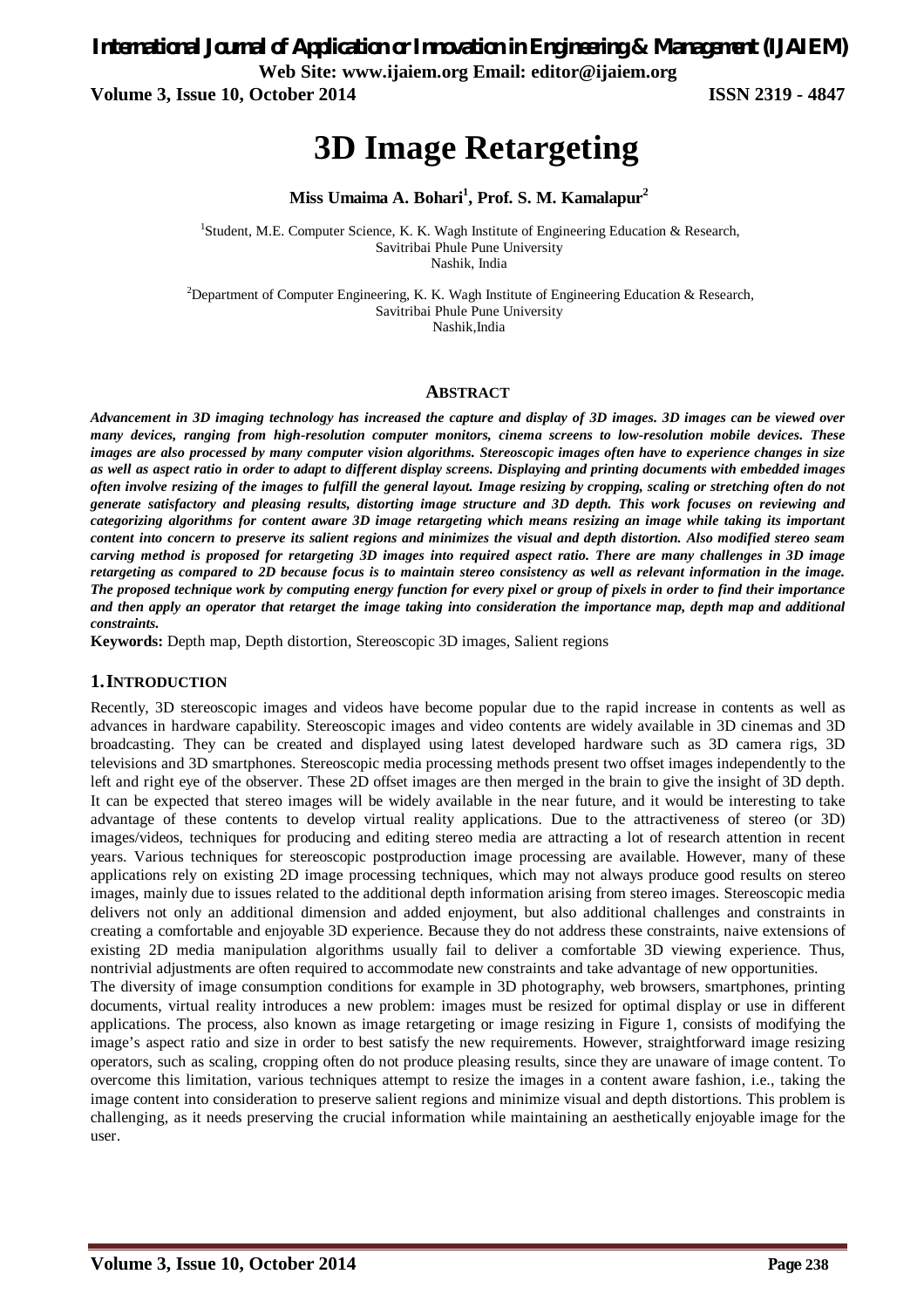# 3D Image Retargeting

**Miss Umaima A. Bohari[1], Prof. S. M. Kamalapur[2]**

[1]Student, M.E. Computer Science, K. K. Wagh Institute of Engineering Education & Research, Savitribai Phule Pune University Nashik, India

[2]Department of Computer Engineering, K. K. Wagh Institute of Engineering Education & Research, Savitribai Phule Pune University Nashik,India

## ABSTRACT

***Advancement in 3D imaging technology has increased the capture and display of 3D images. 3D images can be viewed over many devices, ranging from high-resolution computer monitors, cinema screens to low-resolution mobile devices. These images are also processed by many computer vision algorithms. Stereoscopic images often have to experience changes in size as well as aspect ratio in order to adapt to different display screens. Displaying and printing documents with embedded images often involve resizing of the images to fulfill the general layout. Image resizing by cropping, scaling or stretching often do not generate satisfactory and pleasing results, distorting image structure and 3D depth. This work focuses on reviewing and categorizing algorithms for content aware 3D image retargeting which means resizing an image while taking its important content into concern to preserve its salient regions and minimizes the visual and depth distortion. Also modified stereo seam carving method is proposed for retargeting 3D images into required aspect ratio. There are many challenges in 3D image retargeting as compared to 2D because focus is to maintain stereo consistency as well as relevant information in the image. The proposed technique work by computing energy function for every pixel or group of pixels in order to find their importance and then apply an operator that retarget the image taking into consideration the importance map, depth map and additional constraints.***

**Keywords:** Depth map, Depth distortion, Stereoscopic 3D images, Salient regions

## 1. INTRODUCTION

Recently, 3D stereoscopic images and videos have become popular due to the rapid increase in contents as well as advances in hardware capability. Stereoscopic images and video contents are widely available in 3D cinemas and 3D broadcasting. They can be created and displayed using latest developed hardware such as 3D camera rigs, 3D televisions and 3D smartphones. Stereoscopic media processing methods present two offset images independently to the left and right eye of the observer. These 2D offset images are then merged in the brain to give the insight of 3D depth. It can be expected that stereo images will be widely available in the near future, and it would be interesting to take advantage of these contents to develop virtual reality applications. Due to the attractiveness of stereo (or 3D) images/videos, techniques for producing and editing stereo media are attracting a lot of research attention in recent years. Various techniques for stereoscopic postproduction image processing are available. However, many of these applications rely on existing 2D image processing techniques, which may not always produce good results on stereo images, mainly due to issues related to the additional depth information arising from stereo images. Stereoscopic media delivers not only an additional dimension and added enjoyment, but also additional challenges and constraints in creating a comfortable and enjoyable 3D experience. Because they do not address these constraints, naive extensions of existing 2D media manipulation algorithms usually fail to deliver a comfortable 3D viewing experience. Thus, nontrivial adjustments are often required to accommodate new constraints and take advantage of new opportunities.

The diversity of image consumption conditions for example in 3D photography, web browsers, smartphones, printing documents, virtual reality introduces a new problem: images must be resized for optimal display or use in different applications. The process, also known as image retargeting or image resizing in Figure 1, consists of modifying the image's aspect ratio and size in order to best satisfy the new requirements. However, straightforward image resizing operators, such as scaling, cropping often do not produce pleasing results, since they are unaware of image content. To overcome this limitation, various techniques attempt to resize the images in a content aware fashion, i.e., taking the image content into consideration to preserve salient regions and minimize visual and depth distortions. This problem is challenging, as it needs preserving the crucial information while maintaining an aesthetically enjoyable image for the user.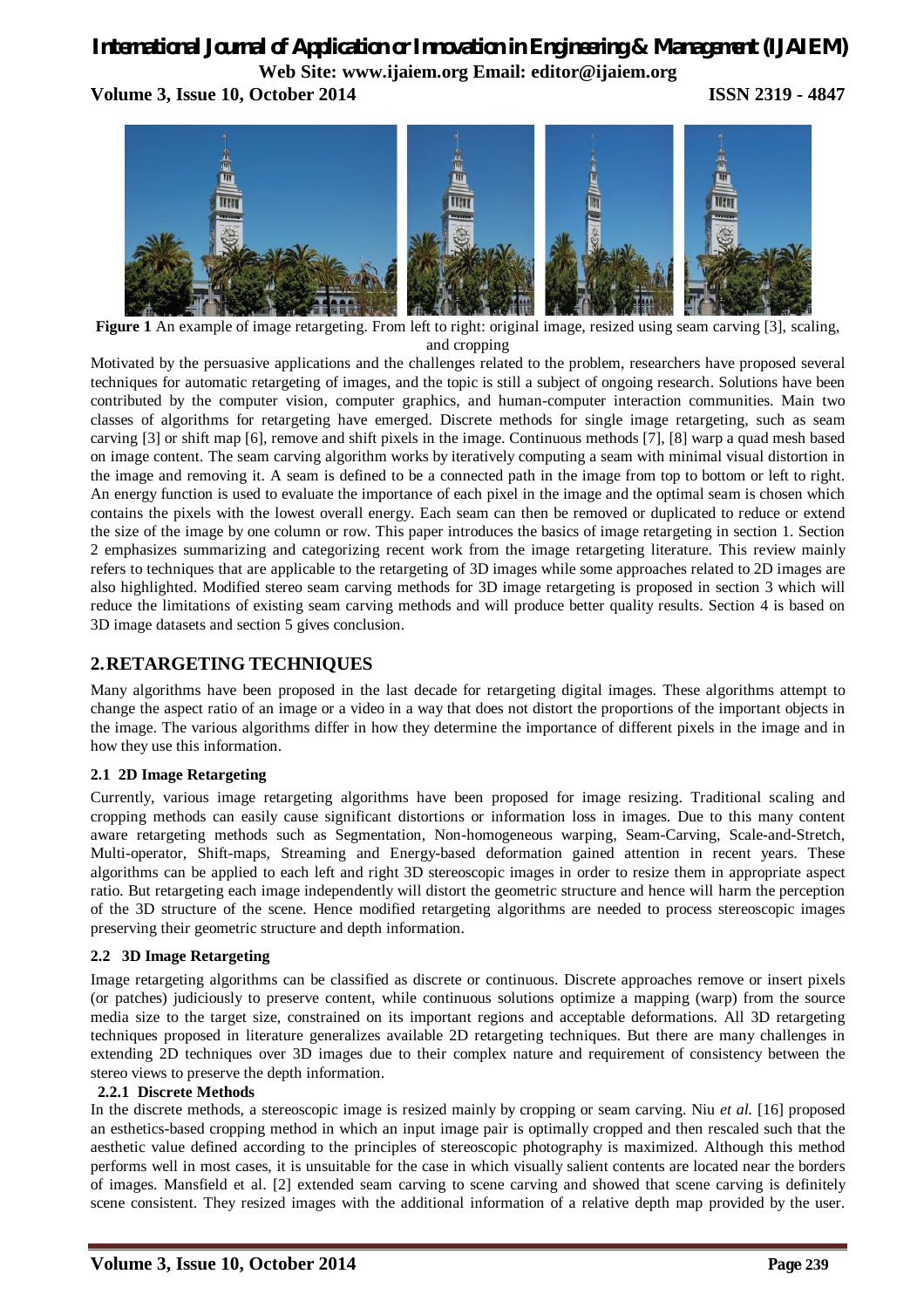**Figure 1** An example of image retargeting. From left to right: original image, resized using seam carving [3], scaling, and cropping

Motivated by the persuasive applications and the challenges related to the problem, researchers have proposed several techniques for automatic retargeting of images, and the topic is still a subject of ongoing research. Solutions have been contributed by the computer vision, computer graphics, and human-computer interaction communities. Main two classes of algorithms for retargeting have emerged. Discrete methods for single image retargeting, such as seam carving [3] or shift map [6], remove and shift pixels in the image. Continuous methods [7], [8] warp a quad mesh based on image content. The seam carving algorithm works by iteratively computing a seam with minimal visual distortion in the image and removing it. A seam is defined to be a connected path in the image from top to bottom or left to right. An energy function is used to evaluate the importance of each pixel in the image and the optimal seam is chosen which contains the pixels with the lowest overall energy. Each seam can then be removed or duplicated to reduce or extend the size of the image by one column or row. This paper introduces the basics of image retargeting in section 1. Section 2 emphasizes summarizing and categorizing recent work from the image retargeting literature. This review mainly refers to techniques that are applicable to the retargeting of 3D images while some approaches related to 2D images are also highlighted. Modified stereo seam carving methods for 3D image retargeting is proposed in section 3 which will reduce the limitations of existing seam carving methods and will produce better quality results. Section 4 is based on 3D image datasets and section 5 gives conclusion.

## 2. RETARGETING TECHNIQUES

Many algorithms have been proposed in the last decade for retargeting digital images. These algorithms attempt to change the aspect ratio of an image or a video in a way that does not distort the proportions of the important objects in the image. The various algorithms differ in how they determine the importance of different pixels in the image and in how they use this information.

### 2.1 2D Image Retargeting

Currently, various image retargeting algorithms have been proposed for image resizing. Traditional scaling and cropping methods can easily cause significant distortions or information loss in images. Due to this many content aware retargeting methods such as Segmentation, Non-homogeneous warping, Seam-Carving, Scale-and-Stretch, Multi-operator, Shift-maps, Streaming and Energy-based deformation gained attention in recent years. These algorithms can be applied to each left and right 3D stereoscopic images in order to resize them in appropriate aspect ratio. But retargeting each image independently will distort the geometric structure and hence will harm the perception of the 3D structure of the scene. Hence modified retargeting algorithms are needed to process stereoscopic images preserving their geometric structure and depth information.

### 2.2 3D Image Retargeting

Image retargeting algorithms can be classified as discrete or continuous. Discrete approaches remove or insert pixels (or patches) judiciously to preserve content, while continuous solutions optimize a mapping (warp) from the source media size to the target size, constrained on its important regions and acceptable deformations. All 3D retargeting techniques proposed in literature generalizes available 2D retargeting techniques. But there are many challenges in extending 2D techniques over 3D images due to their complex nature and requirement of consistency between the stereo views to preserve the depth information.

#### 2.2.1 Discrete Methods

In the discrete methods, a stereoscopic image is resized mainly by cropping or seam carving. Niu *et al.* [16] proposed an esthetics-based cropping method in which an input image pair is optimally cropped and then rescaled such that the aesthetic value defined according to the principles of stereoscopic photography is maximized. Although this method performs well in most cases, it is unsuitable for the case in which visually salient contents are located near the borders of images. Mansfield et al. [2] extended seam carving to scene carving and showed that scene carving is definitely scene consistent. They resized images with the additional information of a relative depth map provided by the user.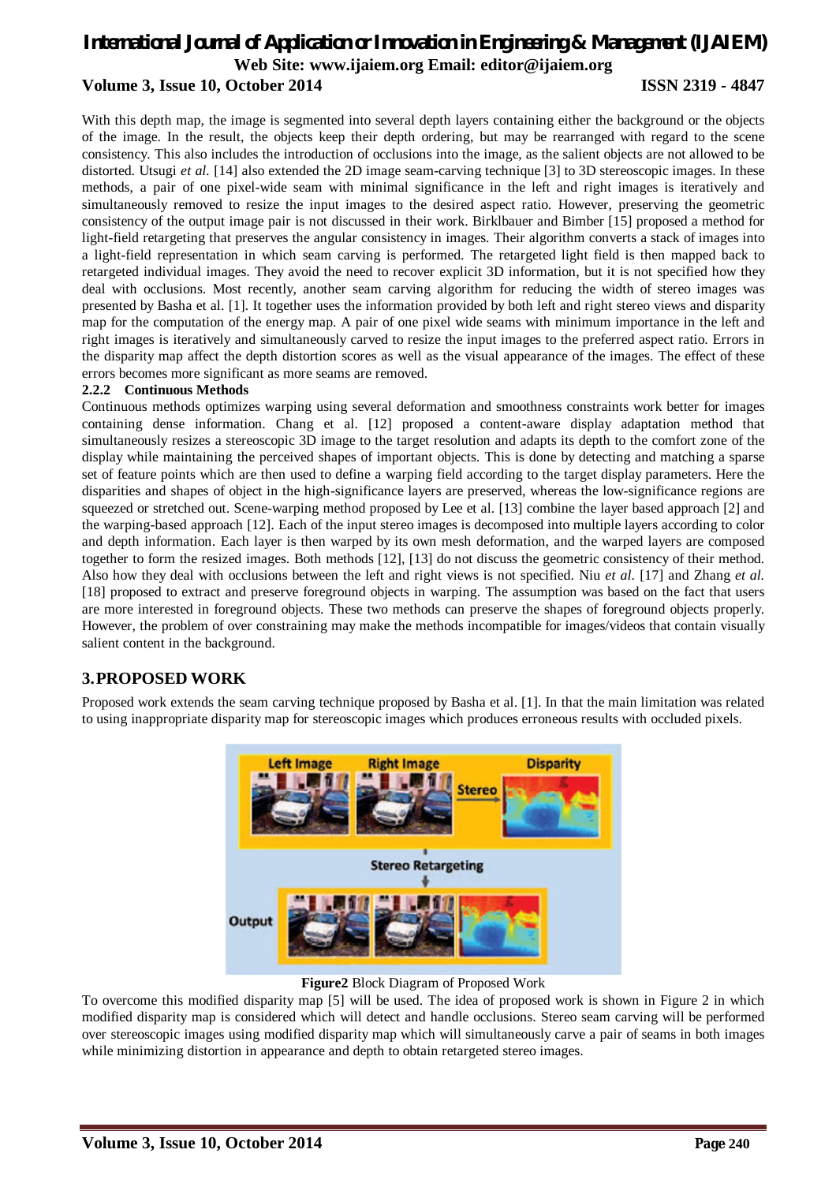With this depth map, the image is segmented into several depth layers containing either the background or the objects of the image. In the result, the objects keep their depth ordering, but may be rearranged with regard to the scene consistency. This also includes the introduction of occlusions into the image, as the salient objects are not allowed to be distorted. Utsugi *et al.* [14] also extended the 2D image seam-carving technique [3] to 3D stereoscopic images. In these methods, a pair of one pixel-wide seam with minimal significance in the left and right images is iteratively and simultaneously removed to resize the input images to the desired aspect ratio. However, preserving the geometric consistency of the output image pair is not discussed in their work. Birklbauer and Bimber [15] proposed a method for light-field retargeting that preserves the angular consistency in images. Their algorithm converts a stack of images into a light-field representation in which seam carving is performed. The retargeted light field is then mapped back to retargeted individual images. They avoid the need to recover explicit 3D information, but it is not specified how they deal with occlusions. Most recently, another seam carving algorithm for reducing the width of stereo images was presented by Basha et al. [1]. It together uses the information provided by both left and right stereo views and disparity map for the computation of the energy map. A pair of one pixel wide seams with minimum importance in the left and right images is iteratively and simultaneously carved to resize the input images to the preferred aspect ratio. Errors in the disparity map affect the depth distortion scores as well as the visual appearance of the images. The effect of these errors becomes more significant as more seams are removed.

#### 2.2.2 Continuous Methods

Continuous methods optimizes warping using several deformation and smoothness constraints work better for images containing dense information. Chang et al. [12] proposed a content-aware display adaptation method that simultaneously resizes a stereoscopic 3D image to the target resolution and adapts its depth to the comfort zone of the display while maintaining the perceived shapes of important objects. This is done by detecting and matching a sparse set of feature points which are then used to define a warping field according to the target display parameters. Here the disparities and shapes of object in the high-significance layers are preserved, whereas the low-significance regions are squeezed or stretched out. Scene-warping method proposed by Lee et al. [13] combine the layer based approach [2] and the warping-based approach [12]. Each of the input stereo images is decomposed into multiple layers according to color and depth information. Each layer is then warped by its own mesh deformation, and the warped layers are composed together to form the resized images. Both methods [12], [13] do not discuss the geometric consistency of their method. Also how they deal with occlusions between the left and right views is not specified. Niu *et al.* [17] and Zhang *et al.* [18] proposed to extract and preserve foreground objects in warping. The assumption was based on the fact that users are more interested in foreground objects. These two methods can preserve the shapes of foreground objects properly. However, the problem of over constraining may make the methods incompatible for images/videos that contain visually salient content in the background.

## 3. PROPOSED WORK

Proposed work extends the seam carving technique proposed by Basha et al. [1]. In that the main limitation was related to using inappropriate disparity map for stereoscopic images which produces erroneous results with occluded pixels.

Left Image
Right Image
Disparity
Stereo
Stereo Retargeting
Output

**Figure2** Block Diagram of Proposed Work

To overcome this modified disparity map [5] will be used. The idea of proposed work is shown in Figure 2 in which modified disparity map is considered which will detect and handle occlusions. Stereo seam carving will be performed over stereoscopic images using modified disparity map which will simultaneously carve a pair of seams in both images while minimizing distortion in appearance and depth to obtain retargeted stereo images.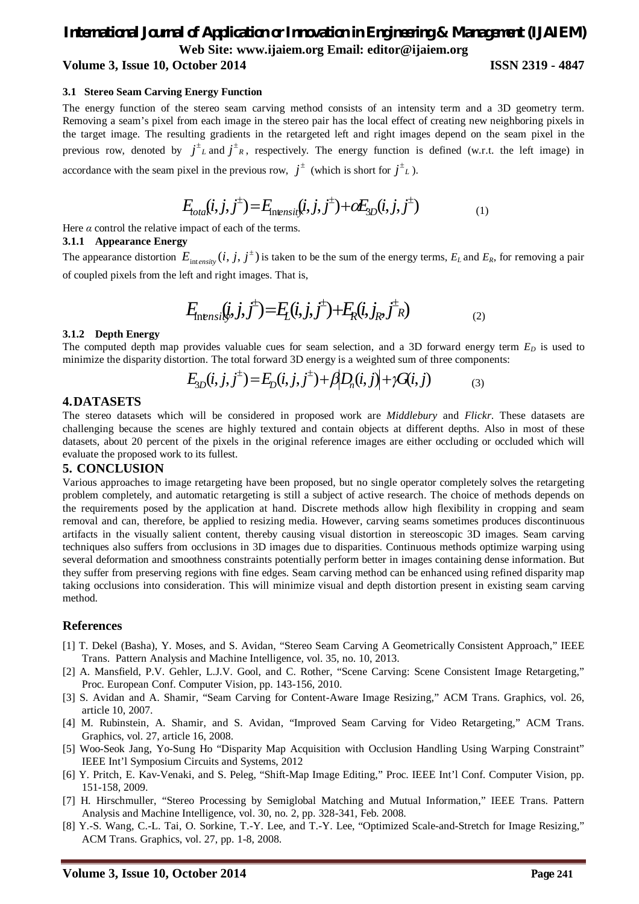### 3.1 Stereo Seam Carving Energy Function

The energy function of the stereo seam carving method consists of an intensity term and a 3D geometry term. Removing a seam's pixel from each image in the stereo pair has the local effect of creating new neighboring pixels in the target image. The resulting gradients in the retargeted left and right images depend on the seam pixel in the previous row, denoted by $j^{\pm}{}_L$ and $j^{\pm}{}_R$, respectively. The energy function is defined (w.r.t. the left image) in accordance with the seam pixel in the previous row, $j^{\pm}$ (which is short for $j^{\pm}{}_L$).

$$E_{total}(i, j, j^{\pm}) = E_{intensity}(i, j, j^{\pm}) + \alpha E_{3D}(i, j, j^{\pm}) \tag{1}$$

Here $\alpha$ control the relative impact of each of the terms.

#### 3.1.1 Appearance Energy

The appearance distortion $E_{intensity}(i, j, j^{\pm})$ is taken to be the sum of the energy terms, $E_L$ and $E_R$, for removing a pair of coupled pixels from the left and right images. That is,

$$E_{intensity}(i, j, j^{\pm}) = E_L(i, j, j^{\pm}) + E_R(i, j_R, j^{\pm}{}_R) \tag{2}$$

#### 3.1.2 Depth Energy

The computed depth map provides valuable cues for seam selection, and a 3D forward energy term $E_D$ is used to minimize the disparity distortion. The total forward 3D energy is a weighted sum of three components:

$$E_{3D}(i, j, j^{\pm}) = E_D(i, j, j^{\pm}) + \beta |D_n(i, j)| + \gamma G(i, j) \tag{3}$$

## 4. DATASETS

The stereo datasets which will be considered in proposed work are *Middlebury* and *Flickr*. These datasets are challenging because the scenes are highly textured and contain objects at different depths. Also in most of these datasets, about 20 percent of the pixels in the original reference images are either occluding or occluded which will evaluate the proposed work to its fullest.

## 5. CONCLUSION

Various approaches to image retargeting have been proposed, but no single operator completely solves the retargeting problem completely, and automatic retargeting is still a subject of active research. The choice of methods depends on the requirements posed by the application at hand. Discrete methods allow high flexibility in cropping and seam removal and can, therefore, be applied to resizing media. However, carving seams sometimes produces discontinuous artifacts in the visually salient content, thereby causing visual distortion in stereoscopic 3D images. Seam carving techniques also suffers from occlusions in 3D images due to disparities. Continuous methods optimize warping using several deformation and smoothness constraints potentially perform better in images containing dense information. But they suffer from preserving regions with fine edges. Seam carving method can be enhanced using refined disparity map taking occlusions into consideration. This will minimize visual and depth distortion present in existing seam carving method.

## References

[1] T. Dekel (Basha), Y. Moses, and S. Avidan, "Stereo Seam Carving A Geometrically Consistent Approach," IEEE Trans. Pattern Analysis and Machine Intelligence, vol. 35, no. 10, 2013.

[2] A. Mansfield, P.V. Gehler, L.J.V. Gool, and C. Rother, "Scene Carving: Scene Consistent Image Retargeting," Proc. European Conf. Computer Vision, pp. 143-156, 2010.

[3] S. Avidan and A. Shamir, "Seam Carving for Content-Aware Image Resizing," ACM Trans. Graphics, vol. 26, article 10, 2007.

[4] M. Rubinstein, A. Shamir, and S. Avidan, "Improved Seam Carving for Video Retargeting," ACM Trans. Graphics, vol. 27, article 16, 2008.

[5] Woo-Seok Jang, Yo-Sung Ho "Disparity Map Acquisition with Occlusion Handling Using Warping Constraint" IEEE Int'l Symposium Circuits and Systems, 2012

[6] Y. Pritch, E. Kav-Venaki, and S. Peleg, "Shift-Map Image Editing," Proc. IEEE Int'l Conf. Computer Vision, pp. 151-158, 2009.

[7] H. Hirschmuller, "Stereo Processing by Semiglobal Matching and Mutual Information," IEEE Trans. Pattern Analysis and Machine Intelligence, vol. 30, no. 2, pp. 328-341, Feb. 2008.

[8] Y.-S. Wang, C.-L. Tai, O. Sorkine, T.-Y. Lee, and T.-Y. Lee, "Optimized Scale-and-Stretch for Image Resizing," ACM Trans. Graphics, vol. 27, pp. 1-8, 2008.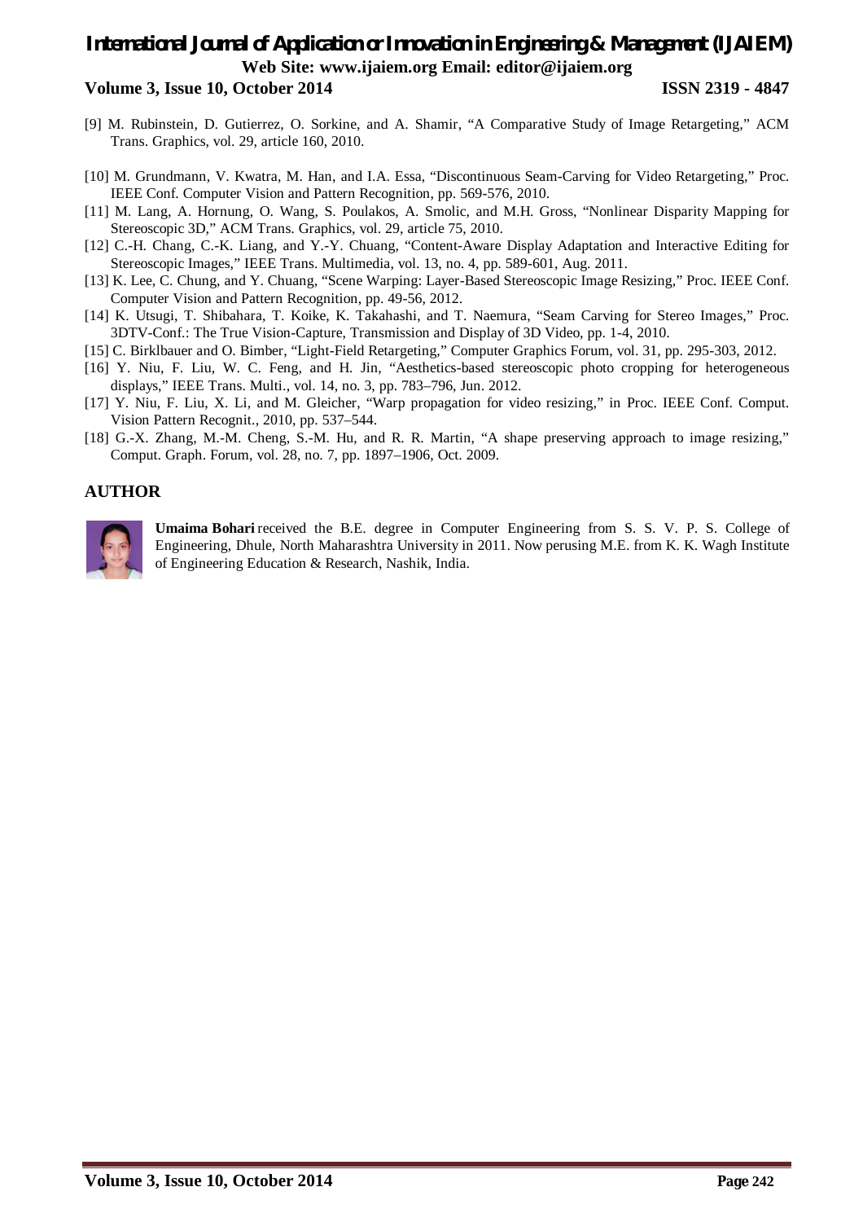[9] M. Rubinstein, D. Gutierrez, O. Sorkine, and A. Shamir, "A Comparative Study of Image Retargeting," ACM Trans. Graphics, vol. 29, article 160, 2010.

[10] M. Grundmann, V. Kwatra, M. Han, and I.A. Essa, "Discontinuous Seam-Carving for Video Retargeting," Proc. IEEE Conf. Computer Vision and Pattern Recognition, pp. 569-576, 2010.

[11] M. Lang, A. Hornung, O. Wang, S. Poulakos, A. Smolic, and M.H. Gross, "Nonlinear Disparity Mapping for Stereoscopic 3D," ACM Trans. Graphics, vol. 29, article 75, 2010.

[12] C.-H. Chang, C.-K. Liang, and Y.-Y. Chuang, "Content-Aware Display Adaptation and Interactive Editing for Stereoscopic Images," IEEE Trans. Multimedia, vol. 13, no. 4, pp. 589-601, Aug. 2011.

[13] K. Lee, C. Chung, and Y. Chuang, "Scene Warping: Layer-Based Stereoscopic Image Resizing," Proc. IEEE Conf. Computer Vision and Pattern Recognition, pp. 49-56, 2012.

[14] K. Utsugi, T. Shibahara, T. Koike, K. Takahashi, and T. Naemura, "Seam Carving for Stereo Images," Proc. 3DTV-Conf.: The True Vision-Capture, Transmission and Display of 3D Video, pp. 1-4, 2010.

[15] C. Birklbauer and O. Bimber, "Light-Field Retargeting," Computer Graphics Forum, vol. 31, pp. 295-303, 2012.

[16] Y. Niu, F. Liu, W. C. Feng, and H. Jin, "Aesthetics-based stereoscopic photo cropping for heterogeneous displays," IEEE Trans. Multi., vol. 14, no. 3, pp. 783–796, Jun. 2012.

[17] Y. Niu, F. Liu, X. Li, and M. Gleicher, "Warp propagation for video resizing," in Proc. IEEE Conf. Comput. Vision Pattern Recognit., 2010, pp. 537–544.

[18] G.-X. Zhang, M.-M. Cheng, S.-M. Hu, and R. R. Martin, "A shape preserving approach to image resizing," Comput. Graph. Forum, vol. 28, no. 7, pp. 1897–1906, Oct. 2009.

## AUTHOR

**Umaima Bohari** received the B.E. degree in Computer Engineering from S. S. V. P. S. College of Engineering, Dhule, North Maharashtra University in 2011. Now perusing M.E. from K. K. Wagh Institute of Engineering Education & Research, Nashik, India.